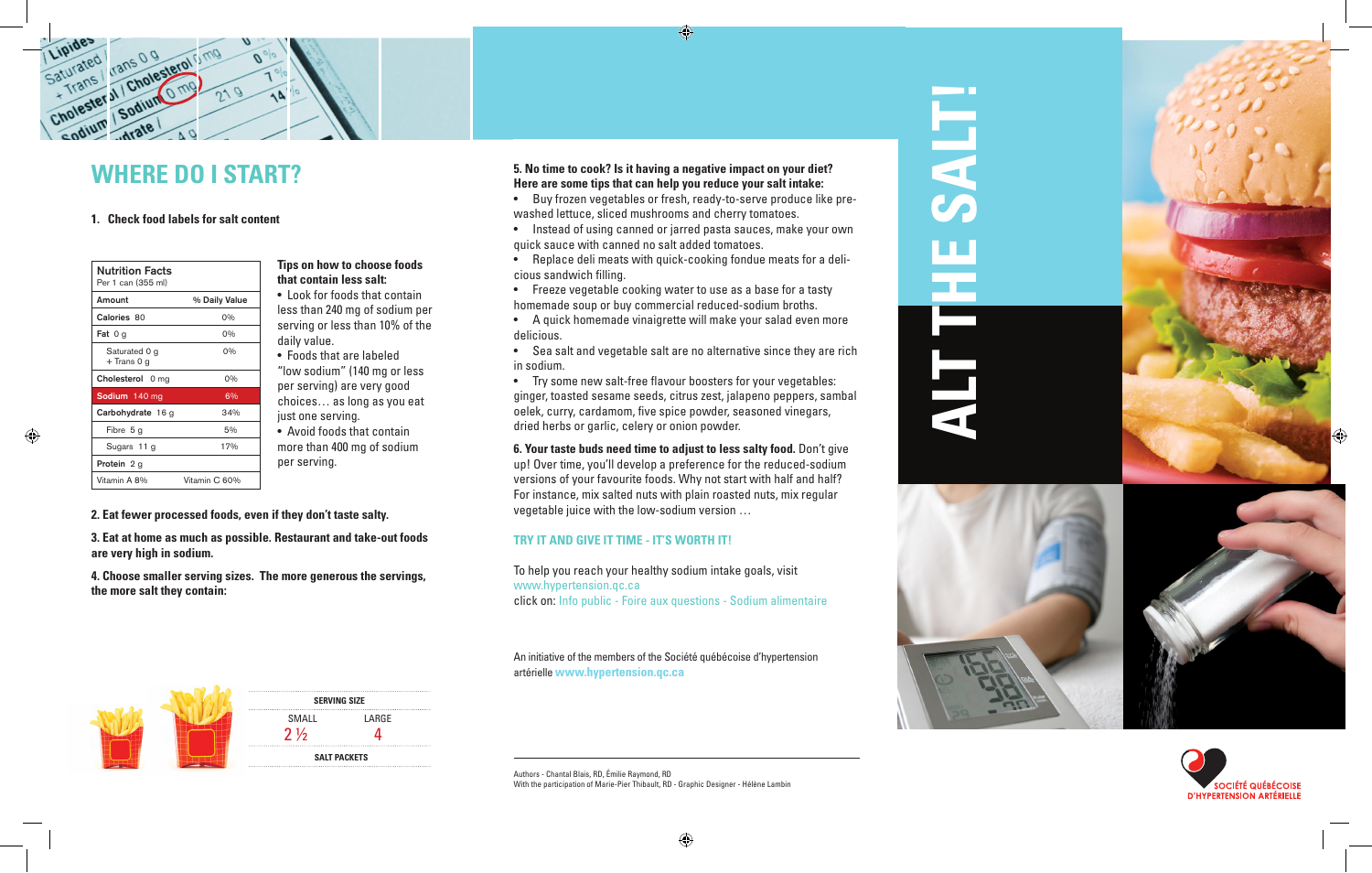# WHERE DO I START?

**1. Check food labels for salt content**

| Nutrition Facts Per 1 can (355 ml) | |
|---|---|
| Amount | % Daily Value |
| **Calories** 80 | 0% |
| **Fat** 0 g | 0% |
| Saturated 0 g + Trans 0 g | 0% |
| **Cholesterol** 0 mg | 0% |
| **Sodium** 140 mg | 6% |
| **Carbohydrate** 16 g | 34% |
| Fibre 5 g | 5% |
| Sugars 11 g | 17% |
| **Protein** 2 g | |
| Vitamin A 8% | Vitamin C 60% |

**Tips on how to choose foods that contain less salt:**

- Look for foods that contain less than 240 mg of sodium per serving or less than 10% of the daily value.
- Foods that are labeled "low sodium" (140 mg or less per serving) are very good choices… as long as you eat just one serving.
- Avoid foods that contain more than 400 mg of sodium per serving.

**2. Eat fewer processed foods, even if they don't taste salty.**

**3. Eat at home as much as possible. Restaurant and take-out foods are very high in sodium.**

**4. Choose smaller serving sizes. The more generous the servings, the more salt they contain:**

| SERVING SIZE | |
|---|---|
| SMALL | LARGE |
| 2 ½ | 4 |
| SALT PACKETS | |

**5. No time to cook? Is it having a negative impact on your diet? Here are some tips that can help you reduce your salt intake:**

- Buy frozen vegetables or fresh, ready-to-serve produce like pre-washed lettuce, sliced mushrooms and cherry tomatoes.
- Instead of using canned or jarred pasta sauces, make your own quick sauce with canned no salt added tomatoes.
- Replace deli meats with quick-cooking fondue meats for a delicious sandwich filling.
- Freeze vegetable cooking water to use as a base for a tasty homemade soup or buy commercial reduced-sodium broths.
- A quick homemade vinaigrette will make your salad even more delicious.
- Sea salt and vegetable salt are no alternative since they are rich in sodium.
- Try some new salt-free flavour boosters for your vegetables: ginger, toasted sesame seeds, citrus zest, jalapeno peppers, sambal oelek, curry, cardamom, five spice powder, seasoned vinegars, dried herbs or garlic, celery or onion powder.

**6. Your taste buds need time to adjust to less salty food.** Don't give up! Over time, you'll develop a preference for the reduced-sodium versions of your favourite foods. Why not start with half and half? For instance, mix salted nuts with plain roasted nuts, mix regular vegetable juice with the low-sodium version …

## TRY IT AND GIVE IT TIME - IT'S WORTH IT!

To help you reach your healthy sodium intake goals, visit www.hypertension.qc.ca
click on: Info public - Foire aux questions - Sodium alimentaire

An initiative of the members of the Société québécoise d'hypertension artérielle **www.hypertension.qc.ca**

Authors - Chantal Blais, RD, Émilie Raymond, RD
With the participation of Marie-Pier Thibault, RD - Graphic Designer - Hélène Lambin

# ALT THE SALT!

SOCIÉTÉ QUÉBÉCOISE D'HYPERTENSION ARTÉRIELLE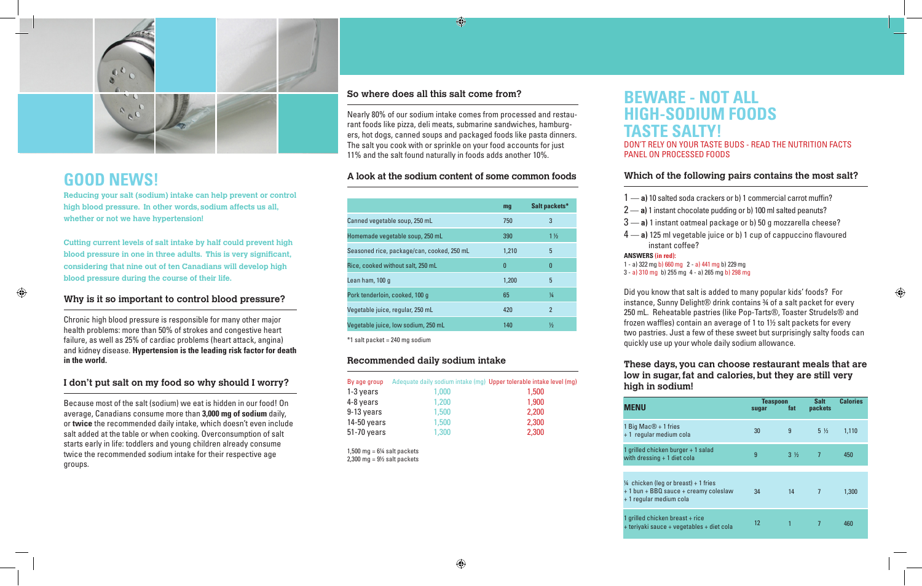# GOOD NEWS!

**Reducing your salt (sodium) intake can help prevent or control high blood pressure. In other words, sodium affects us all, whether or not we have hypertension!**

**Cutting current levels of salt intake by half could prevent high blood pressure in one in three adults. This is very significant, considering that nine out of ten Canadians will develop high blood pressure during the course of their life.**

## Why is it so important to control blood pressure?

Chronic high blood pressure is responsible for many other major health problems: more than 50% of strokes and congestive heart failure, as well as 25% of cardiac problems (heart attack, angina) and kidney disease. **Hypertension is the leading risk factor for death in the world.**

## I don't put salt on my food so why should I worry?

Because most of the salt (sodium) we eat is hidden in our food! On average, Canadians consume more than **3,000 mg of sodium** daily, or **twice** the recommended daily intake, which doesn't even include salt added at the table or when cooking. Overconsumption of salt starts early in life: toddlers and young children already consume twice the recommended sodium intake for their respective age groups.

## So where does all this salt come from?

Nearly 80% of our sodium intake comes from processed and restaurant foods like pizza, deli meats, submarine sandwiches, hamburgers, hot dogs, canned soups and packaged foods like pasta dinners. The salt you cook with or sprinkle on your food accounts for just 11% and the salt found naturally in foods adds another 10%.

## A look at the sodium content of some common foods

| | mg | Salt packets* |
|---|---|---|
| Canned vegetable soup, 250 mL | 750 | 3 |
| Homemade vegetable soup, 250 mL | 390 | 1 ½ |
| Seasoned rice, package/can, cooked, 250 mL | 1,210 | 5 |
| Rice, cooked without salt, 250 mL | 0 | 0 |
| Lean ham, 100 g | 1,200 | 5 |
| Pork tenderloin, cooked, 100 g | 65 | ¼ |
| Vegetable juice, regular, 250 mL | 420 | 2 |
| Vegetable juice, low sodium, 250 mL | 140 | ½ |

*1 salt packet = 240 mg sodium

## Recommended daily sodium intake

| By age group | Adequate daily sodium intake (mg) | Upper tolerable intake level (mg) |
|---|---|---|
| 1-3 years | 1,000 | 1,500 |
| 4-8 years | 1,200 | 1,900 |
| 9-13 years | 1,500 | 2,200 |
| 14-50 years | 1,500 | 2,300 |
| 51-70 years | 1,300 | 2,300 |

1,500 mg = 6¼ salt packets
2,300 mg = 9½ salt packets

# BEWARE - NOT ALL HIGH-SODIUM FOODS TASTE SALTY!

DON'T RELY ON YOUR TASTE BUDS - READ THE NUTRITION FACTS PANEL ON PROCESSED FOODS

## Which of the following pairs contains the most salt?

1 — **a)** 10 salted soda crackers or b) 1 commercial carrot muffin?
2 — **a)** 1 instant chocolate pudding or b) 100 ml salted peanuts?
3 — **a)** 1 instant oatmeal package or b) 50 g mozzarella cheese?
4 — **a)** 125 ml vegetable juice or b) 1 cup of cappuccino flavoured instant coffee?

**ANSWERS (in red):**
1 - a) 322 mg b) 660 mg 2 - a) 441 mg b) 229 mg
3 - a) 310 mg b) 255 mg 4 - a) 265 mg b) 298 mg

Did you know that salt is added to many popular kids' foods? For instance, Sunny Delight® drink contains ¾ of a salt packet for every 250 mL. Reheatable pastries (like Pop-Tarts®, Toaster Strudels® and frozen waffles) contain an average of 1 to 1½ salt packets for every two pastries. Just a few of these sweet but surprisingly salty foods can quickly use up your whole daily sodium allowance.

## These days, you can choose restaurant meals that are low in sugar, fat and calories, but they are still very high in sodium!

| MENU | Teaspoon sugar | Teaspoon fat | Salt packets | Calories |
|---|---|---|---|---|
| 1 Big Mac® + 1 fries + 1 regular medium cola | 30 | 9 | 5 ½ | 1,110 |
| 1 grilled chicken burger + 1 salad with dressing + 1 diet cola | 9 | 3 ½ | 7 | 450 |
| ¼ chicken (leg or breast) + 1 fries + 1 bun + BBQ sauce + creamy coleslaw + 1 regular medium cola | 34 | 14 | 7 | 1,300 |
| 1 grilled chicken breast + rice + teriyaki sauce + vegetables + diet cola | 12 | 1 | 7 | 460 |